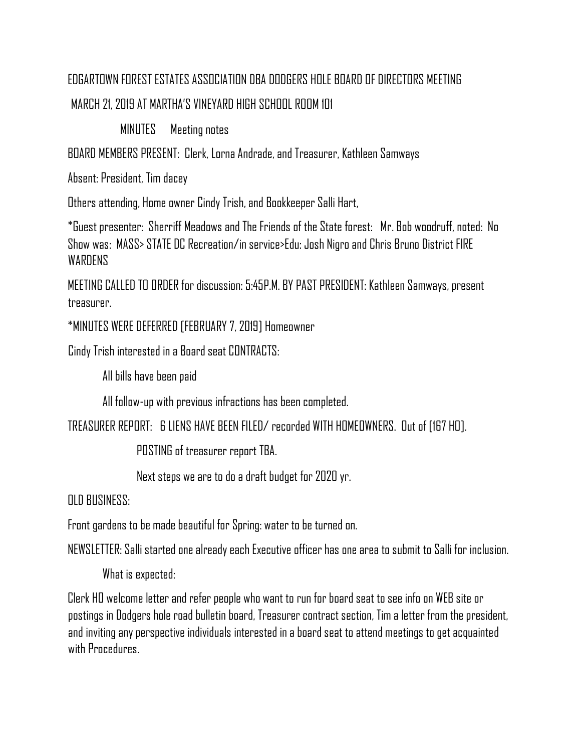EDGARTOWN FOREST ESTATES ASSOCIATION DBA DODGERS HOLE BOARD OF DIRECTORS MEETING

MARCH 21, 2019 AT MARTHA'S VINEYARD HIGH SCHOOL ROOM 101

MINUTES   Meeting notes

BOARD MEMBERS PRESENT: Clerk, Lorna Andrade, and Treasurer, Kathleen Samways

Absent: President, Tim dacey

Others attending, Home owner Cindy Trish, and Bookkeeper Salli Hart,

*Guest presenter: Sherriff Meadows and The Friends of the State forest: Mr. Bob woodruff, noted: No Show was: MASS> STATE DC Recreation/in service>Edu: Josh Nigro and Chris Bruno District FIRE WARDENS

MEETING CALLED TO ORDER for discussion: 5:45P.M. BY PAST PRESIDENT: Kathleen Samways, present treasurer.

*MINUTES WERE DEFERRED [FEBRUARY 7, 2019] Homeowner

Cindy Trish interested in a Board seat CONTRACTS:

All bills have been paid

All follow-up with previous infractions has been completed.

TREASURER REPORT: 6 LIENS HAVE BEEN FILED/ recorded WITH HOMEOWNERS. Out of [167 HO].

POSTING of treasurer report TBA.

Next steps we are to do a draft budget for 2020 yr.

OLD BUSINESS:

Front gardens to be made beautiful for Spring: water to be turned on.

NEWSLETTER: Salli started one already each Executive officer has one area to submit to Salli for inclusion.

What is expected:

Clerk HO welcome letter and refer people who want to run for board seat to see info on WEB site or postings in Dodgers hole road bulletin board, Treasurer contract section, Tim a letter from the president, and inviting any perspective individuals interested in a board seat to attend meetings to get acquainted with Procedures.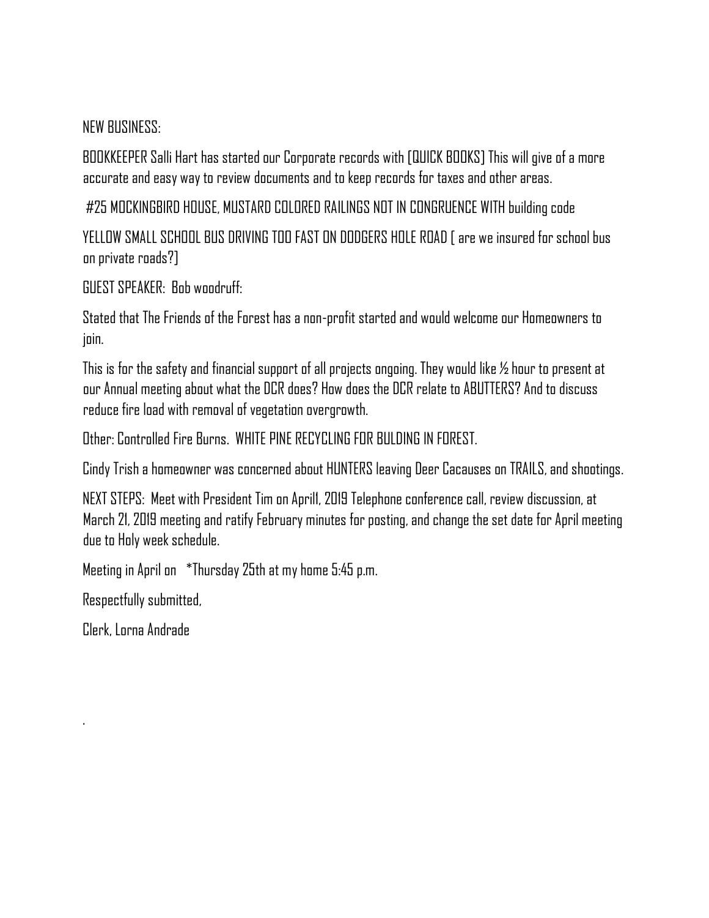NEW BUSINESS:

BOOKKEEPER Salli Hart has started our Corporate records with [QUICK BOOKS] This will give of a more accurate and easy way to review documents and to keep records for taxes and other areas.

#25 MOCKINGBIRD HOUSE, MUSTARD COLORED RAILINGS NOT IN CONGRUENCE WITH building code

YELLOW SMALL SCHOOL BUS DRIVING TOO FAST ON DODGERS HOLE ROAD [ are we insured for school bus on private roads?]

GUEST SPEAKER: Bob woodruff:

Stated that The Friends of the Forest has a non-profit started and would welcome our Homeowners to join.

This is for the safety and financial support of all projects ongoing. They would like ½ hour to present at our Annual meeting about what the DCR does? How does the DCR relate to ABUTTERS? And to discuss reduce fire load with removal of vegetation overgrowth.

Other: Controlled Fire Burns. WHITE PINE RECYCLING FOR BULDING IN FOREST.

Cindy Trish a homeowner was concerned about HUNTERS leaving Deer Cacauses on TRAILS, and shootings.

NEXT STEPS: Meet with President Tim on April1, 2019 Telephone conference call, review discussion, at March 21, 2019 meeting and ratify February minutes for posting, and change the set date for April meeting due to Holy week schedule.

Meeting in April on *Thursday 25th at my home 5:45 p.m.

Respectfully submitted,

Clerk, Lorna Andrade

.